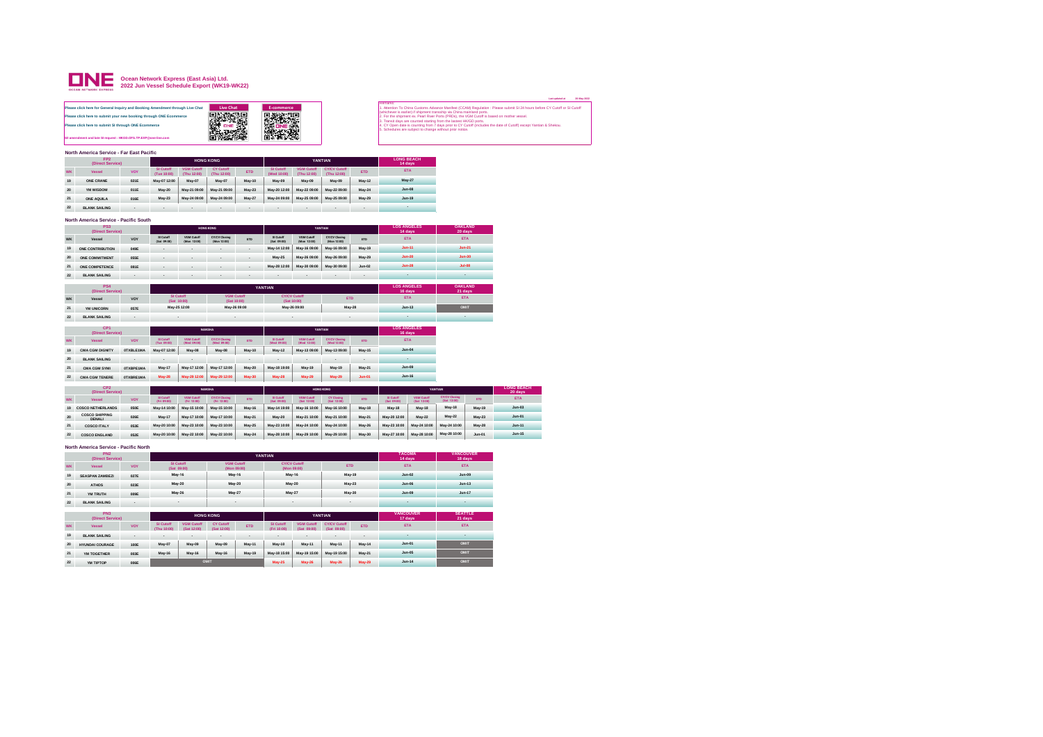# Ocean Network Express (East Asia) Ltd.
## 2022 Jun Vessel Schedule Export (WK19-WK22)

Last updated at: 05-May-2022

Please click here for General Inquiry and Booking Amendment through Live Chat — Live Chat

Please click here to submit your new booking through ONE Ecommerce — E-commerce

Please click here to submit SI through ONE Ecommerce

SI amendment and late SI request : HKGD.OFS.TP.EXP@one-line.com

Remarks:
1. Attention To China Customs Advance Manifest (CCAM) Regulation : Please submit SI 24 hours before CY Cutoff or SI Cutoff (whichever is earlier) if shipment tranship via China mainland ports.
2. For the shipment ex. Pearl River Ports (PRDs), the VGM Cutoff is based on mother vessel.
3. Transit days are counted starting from the lastest HK/SD ports.
4. CY Open date is counting from 7 days prior to CY Cutoff (includes the date of Cutoff) except Yantian & Shekou.
5. Schedules are subject to change without prior notice.

### North America Service - Far East Pacific

| FP2 (Direct Service) | | | HONG KONG | | | | YANTIAN | | | | LONG BEACH 14 days |
|---|---|---|---|---|---|---|---|---|---|---|---|
| WK | Vessel | VOY | SI Cutoff (Tue 10:00) | VGM Cutoff (Thu 12:00) | CY Cutoff (Thu 12:00) | ETD | SI Cutoff (Wed 10:00) | VGM Cutoff (Thu 12:00) | CY/CV Cutoff (Thu 12:00) | ETD | ETA |
| 19 | ONE CRANE | 021E | May-07 12:00 | May-07 | May-07 | May-10 | May-09 | May-09 | May-09 | May-12 | May-27 |
| 20 | YM WISDOM | 011E | May-20 | May-21 09:00 | May-21 09:00 | May-23 | May-20 12:00 | May-22 09:00 | May-22 09:00 | May-24 | Jun-08 |
| 21 | ONE AQUILA | 016E | May-23 | May-24 09:00 | May-24 09:00 | May-27 | May-24 09:00 | May-25 09:00 | May-25 09:00 | May-29 | Jun-19 |
| 22 | BLANK SAILING | - | - | - | - | - | - | - | - | - | - |

### North America Service - Pacific South

| PS3 (Direct Service) | | | HONG KONG | | | | YANTIAN | | | | LOS ANGELES 14 days | OAKLAND 20 days |
|---|---|---|---|---|---|---|---|---|---|---|---|---|
| WK | Vessel | VOY | SI Cutoff (Sat 09:00) | VGM Cutoff (Mon 12:00) | CY/CV Closing (Mon 12:00) | ETD | SI Cutoff (Sat 09:00) | VGM Cutoff (Mon 12:00) | CY/CV Closing (Mon 12:00) | ETD | ETA | ETA |
| 19 | ONE CONTRIBUTION | 049E | - | - | - | - | May-14 12:00 | May-16 09:00 | May-16 09:00 | May-19 | Jun-11 | Jun-21 |
| 20 | ONE COMMITMENT | 055E | - | - | - | - | May-25 | May-26 09:00 | May-26 09:00 | May-29 | Jun-20 | Jun-30 |
| 21 | ONE COMPETENCE | 081E | - | - | - | - | May-28 12:00 | May-30 09:00 | May-30 09:00 | Jun-02 | Jun-28 | Jul-08 |
| 22 | BLANK SAILING | - | - | - | - | - | - | - | - | - | - | - |

| PS4 (Direct Service) | | | YANTIAN | | | | LOS ANGELES 16 days | OAKLAND 21 days |
|---|---|---|---|---|---|---|---|---|
| WK | Vessel | VOY | SI Cutoff (Sat 10:00) | VGM Cutoff (Sat 10:00) | CY/CV Cutoff (Sat 10:00) | ETD | ETA | ETA |
| 21 | YM UNICORN | 057E | May-25 12:00 | May-26 09:00 | May-26 09:00 | May-28 | Jun-13 | OMIT |
| 22 | BLANK SAILING | - | - | - | - | - | - | - |

| CP1 (Direct Service) | | | NANSHA | | | | YANTIAN | | | | LOS ANGELES 16 days |
|---|---|---|---|---|---|---|---|---|---|---|---|
| WK | Vessel | VOY | SI Cutoff (Tue 09:00) | VGM Cutoff (Wed 09:00) | CY/CV Closing (Wed 09:00) | ETD | SI Cutoff (Wed 09:00) | VGM Cutoff (Wed 12:00) | CY/CV Closing (Wed 12:00) | ETD | ETA |
| 19 | CMA CGM DIGNITY | 0TXBLE1MA | May-07 12:00 | May-08 | May-08 | May-10 | May-12 | May-13 09:00 | May-13 09:00 | May-15 | Jun-04 |
| 20 | BLANK SAILING | - | - | - | - | - | - | - | - | - | - |
| 21 | CMA CGM SYMI | 0TXBPE1MA | May-17 | May-17 12:00 | May-17 12:00 | May-20 | May-18 19:00 | May-19 | May-19 | May-21 | Jun-09 |
| 22 | CMA CGM TENERE | 0TXBRE1MA | May-28 | May-28 12:00 | May-28 12:00 | May-30 | May-28 | May-29 | May-29 | Jun-01 | Jun-16 |

| CP2 (Direct Service) | | | NANSHA | | | | HONG KONG | | | | YANTIAN | | | | LONG BEACH 20 days |
|---|---|---|---|---|---|---|---|---|---|---|---|---|---|---|---|
| WK | Vessel | VOY | SI Cutoff (Fri 09:00) | VGM Cutoff (Fri 12:00) | CY/CV Closing (Fri 12:00) | ETD | SI Cutoff (Sat 09:00) | VGM Cutoff (Sat 12:00) | CY Closing (Sat 12:00) | ETD | SI Cutoff (Sat 09:00) | VGM Cutoff (Sat 12:00) | CY/CV Closing (Sat 12:00) | ETD | ETA |
| 19 | COSCO NETHERLANDS | 050E | May-14 10:00 | May-15 10:00 | May-15 10:00 | May-16 | May-14 19:00 | May-16 10:00 | May-16 10:00 | May-18 | May-18 | May-18 | May-18 | May-19 | Jun-03 |
| 20 | COSCO SHIPPING DENALI | 026E | May-17 | May-17 10:00 | May-17 10:00 | May-21 | May-20 | May-21 10:00 | May-21 10:00 | May-21 | May-20 12:00 | May-22 | May-22 | May-23 | Jun-01 |
| 21 | COSCO ITALY | 053E | May-20 10:00 | May-22 10:00 | May-22 10:00 | May-25 | May-23 10:00 | May-24 10:00 | May-24 10:00 | May-26 | May-23 10:00 | May-24 10:00 | May-24 10:00 | May-26 | Jun-11 |
| 22 | COSCO ENGLAND | 052E | May-20 10:00 | May-22 10:00 | May-22 10:00 | May-24 | May-28 10:00 | May-29 10:00 | May-29 10:00 | May-30 | May-27 10:00 | May-28 10:00 | May-28 10:00 | Jun-01 | Jun-15 |

### North America Service - Pacific North

| PN2 (Direct Service) | | | YANTIAN | | | | TACOMA 14 days | VANCOUVER 18 days |
|---|---|---|---|---|---|---|---|---|
| WK | Vessel | VOY | SI Cutoff (Sat 09:00) | VGM Cutoff (Mon 09:00) | CY/CV Cutoff (Mon 09:00) | ETD | ETA | ETA |
| 19 | SEASPAN ZAMBEZI | 027E | May-16 | May-16 | May-16 | May-19 | Jun-02 | Jun-09 |
| 20 | ATHOS | 023E | May-20 | May-20 | May-20 | May-23 | Jun-06 | Jun-13 |
| 21 | YM TRUTH | 099E | May-26 | May-27 | May-27 | May-30 | Jun-09 | Jun-17 |
| 22 | BLANK SAILING | - | - | - | - | - | - | - |

| PN3 (Direct Service) | | | HONG KONG | | | | YANTIAN | | | | VANCOUVER 17 days | SEATTLE 21 days |
|---|---|---|---|---|---|---|---|---|---|---|---|---|
| WK | Vessel | VOY | SI Cutoff (Thu 10:00) | VGM Cutoff (Sat 12:00) | CY Cutoff (Sat 12:00) | ETD | SI Cutoff (Fri 10:00) | VGM Cutoff (Sat 09:00) | CY/CV Cutoff (Sat 09:00) | ETD | ETA | ETA |
| 19 | BLANK SAILING | - | - | - | - | - | - | - | - | - | - | - |
| 20 | HYUNDAI COURAGE | 100E | May-07 | May-09 | May-09 | May-11 | May-10 | May-11 | May-11 | May-14 | Jun-01 | OMIT |
| 21 | YM TOGETHER | 083E | May-16 | May-16 | May-16 | May-19 | May-18 15:00 | May-19 15:00 | May-19 15:00 | May-21 | Jun-05 | OMIT |
| 22 | YM TIPTOP | 086E | OMIT | | | | May-25 | May-26 | May-26 | May-29 | Jun-14 | OMIT |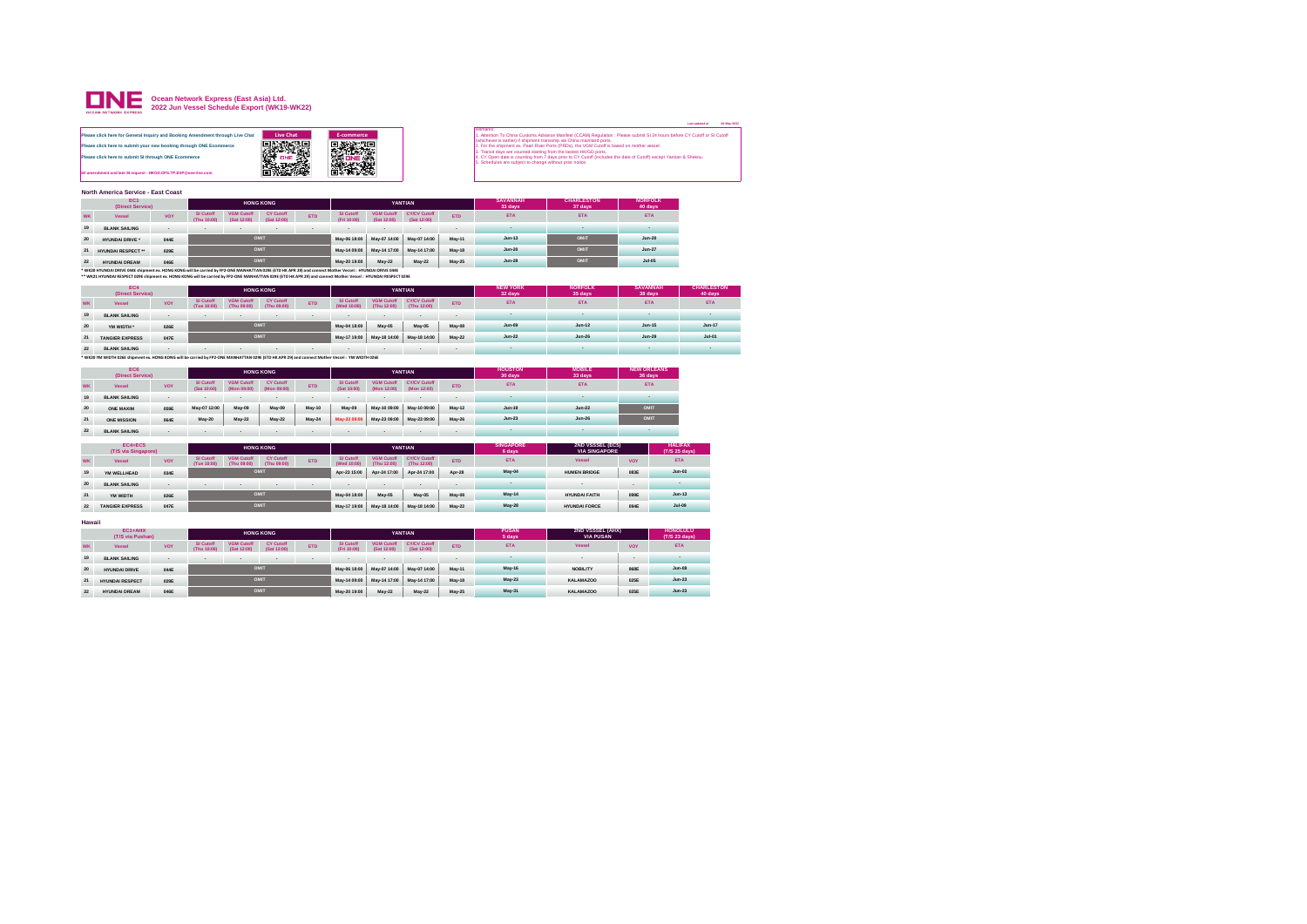# Ocean Network Express (East Asia) Ltd.
## 2022 Jun Vessel Schedule Export (WK19-WK22)

Last updated at: 05-May-2022

Please click here for General Inquiry and Booking Amendment through Live Chat — Live Chat

Please click here to submit your new booking through ONE Ecommerce — E-commerce

Please click here to submit SI through ONE Ecommerce

SI amendment and late SI request : HKGO.DPS.TP.EXP@one-line.com

Remarks:
1. Attention To China Customs Advance Manifest (CCAM) Regulation : Please submit SI 24 hours before CY Cutoff or SI Cutoff (whichever is earlier) if shipment transship via China mainland ports.
2. For the shipment ex. Pearl River Ports (PRDs), the VGM Cutoff is based on mother vessel.
3. Transit days are counted starting from the lastest HK/SD ports.
4. CY Open date is counting from 7 days prior to CY Cutoff (includes the date of Cutoff) except Yantian & Shekou.
5. Schedules are subject to change without prior notice.

### North America Service - East Coast

| EC1 (Direct Service) | | | HONG KONG | | | | YANTIAN | | | | SAVANNAH 33 days | CHARLESTON 37 days | NORFOLK 40 days |
|---|---|---|---|---|---|---|---|---|---|---|---|---|---|
| WK | Vessel | VOY | SI Cutoff (Thu 10:00) | VGM Cutoff (Sat 12:00) | CY Cutoff (Sat 12:00) | ETD | SI Cutoff (Fri 10:00) | VGM Cutoff (Sat 12:00) | CY/CV Cutoff (Sat 12:00) | ETD | ETA | ETA | ETA |
| 19 | BLANK SAILING | - | - | - | - | - | - | - | - | - | - | - | - |
| 20 | HYUNDAI DRIVE * | 044E | OMIT | | | | May-06 18:00 | May-07 14:00 | May-07 14:00 | May-11 | Jun-13 | OMIT | Jun-20 |
| 21 | HYUNDAI RESPECT ** | 029E | OMIT | | | | May-14 09:00 | May-14 17:00 | May-14 17:00 | May-18 | Jun-20 | OMIT | Jun-27 |
| 22 | HYUNDAI DREAM | 046E | OMIT | | | | May-20 19:00 | May-22 | May-22 | May-25 | Jun-28 | OMIT | Jul-05 |

\* WK20 HYUNDAI DRIVE 044E shipment ex. HONG KONG will be carried by FP2-ONE MANHATTAN 029E (ETD HK APR 29) and connect Mother Vessel : HYUNDAI DRIVE 044E

\*\* WK21 HYUNDAI RESPECT 029E shipment ex. HONG KONG will be carried by FP2-ONE MANHATTAN 029E (ETD HK APR 29) and connect Mother Vessel : HYUNDAI RESPECT 029E

| EC4 (Direct Service) | | | HONG KONG | | | | YANTIAN | | | | NEW YORK 32 days | NORFOLK 35 days | SAVANNAH 38 days | CHARLESTON 40 days |
|---|---|---|---|---|---|---|---|---|---|---|---|---|---|---|
| WK | Vessel | VOY | SI Cutoff (Tue 10:00) | VGM Cutoff (Thu 09:00) | CY Cutoff (Thu 09:00) | ETD | SI Cutoff (Wed 10:00) | VGM Cutoff (Thu 12:00) | CY/CV Cutoff (Thu 12:00) | ETD | ETA | ETA | ETA | ETA |
| 19 | BLANK SAILING | - | - | - | - | - | - | - | - | - | - | - | - | - |
| 20 | YM WIDTH * | 026E | OMIT | | | | May-04 18:00 | May-05 | May-05 | May-08 | Jun-09 | Jun-12 | Jun-15 | Jun-17 |
| 21 | TANGIER EXPRESS | 047E | OMIT | | | | May-17 19:00 | May-18 14:00 | May-18 14:00 | May-22 | Jun-22 | Jun-26 | Jun-29 | Jul-01 |
| 22 | BLANK SAILING | - | - | - | - | - | - | - | - | - | - | - | - | - |

\* WK20 YM WIDTH 026E shipment ex. HONG KONG will be carried by FP2-ONE MANHATTAN 029E (ETD HK APR 29) and connect Mother Vessel : YM WIDTH 026E

| EC6 (Direct Service) | | | HONG KONG | | | | YANTIAN | | | | HOUSTON 30 days | MOBILE 33 days | NEW ORLEANS 36 days |
|---|---|---|---|---|---|---|---|---|---|---|---|---|---|
| WK | Vessel | VOY | SI Cutoff (Sat 10:00) | VGM Cutoff (Mon 09:00) | CY Cutoff (Mon 09:00) | ETD | SI Cutoff (Sat 10:00) | VGM Cutoff (Mon 12:00) | CY/CV Cutoff (Mon 12:00) | ETD | ETA | ETA | ETA |
| 19 | BLANK SAILING | - | - | - | - | - | - | - | - | - | - | - | - |
| 20 | ONE MAXIM | 059E | May-07 12:00 | May-09 | May-09 | May-10 | May-09 | May-10 09:00 | May-10 09:00 | May-12 | Jun-19 | Jun-22 | OMIT |
| 21 | ONE MISSION | 064E | May-20 | May-22 | May-22 | May-24 | May-23 09:00 | May-23 09:00 | May-23 09:00 | May-26 | Jun-23 | Jun-26 | OMIT |
| 22 | BLANK SAILING | - | - | - | - | - | - | - | - | - | - | - | - |

| EC4+EC5 (T/S via Singapore) | | | HONG KONG | | | | YANTIAN | | | | SINGAPORE 6 days | 2ND VSSSEL (EC5) VIA SINGAPORE | | HALIFAX (T/S 25 days) |
|---|---|---|---|---|---|---|---|---|---|---|---|---|---|---|
| WK | Vessel | VOY | SI Cutoff (Tue 10:00) | VGM Cutoff (Thu 09:00) | CY Cutoff (Thu 09:00) | ETD | SI Cutoff (Wed 10:00) | VGM Cutoff (Thu 12:00) | CY/CV Cutoff (Thu 12:00) | ETD | ETA | Vessel | VOY | ETA |
| 19 | YM WELLHEAD | 034E | OMIT | | | | Apr-23 15:00 | Apr-24 17:00 | Apr-24 17:00 | Apr-28 | May-04 | HUMEN BRIDGE | 083E | Jun-02 |
| 20 | BLANK SAILING | - | - | - | - | - | - | - | - | - | - | - | - | - |
| 21 | YM WIDTH | 026E | OMIT | | | | May-04 18:00 | May-05 | May-05 | May-08 | May-14 | HYUNDAI FAITH | 099E | Jun-13 |
| 22 | TANGIER EXPRESS | 047E | OMIT | | | | May-17 19:00 | May-18 14:00 | May-18 14:00 | May-22 | May-28 | HYUNDAI FORCE | 094E | Jul-09 |

### Hawaii

| EC1+AHX (T/S via Pusan) | | | HONG KONG | | | | YANTIAN | | | | PUSAN 5 days | 2ND VSSSEL (AHX) VIA PUSAN | | HONOLULU (T/S 23 days) |
|---|---|---|---|---|---|---|---|---|---|---|---|---|---|---|
| WK | Vessel | VOY | SI Cutoff (Thu 10:00) | VGM Cutoff (Sat 12:00) | CY Cutoff (Sat 12:00) | ETD | SI Cutoff (Fri 10:00) | VGM Cutoff (Sat 12:00) | CY/CV Cutoff (Sat 12:00) | ETD | ETA | Vessel | VOY | ETA |
| 19 | BLANK SAILING | - | - | - | - | - | - | - | - | - | - | - | - | - |
| 20 | HYUNDAI DRIVE | 044E | OMIT | | | | May-06 18:00 | May-07 14:00 | May-07 14:00 | May-11 | May-16 | NOBILITY | 968E | Jun-09 |
| 21 | HYUNDAI RESPECT | 029E | OMIT | | | | May-14 09:00 | May-14 17:00 | May-14 17:00 | May-18 | May-23 | KALAMAZOO | 025E | Jun-23 |
| 22 | HYUNDAI DREAM | 046E | OMIT | | | | May-20 19:00 | May-22 | May-22 | May-25 | May-31 | KALAMAZOO | 025E | Jun-23 |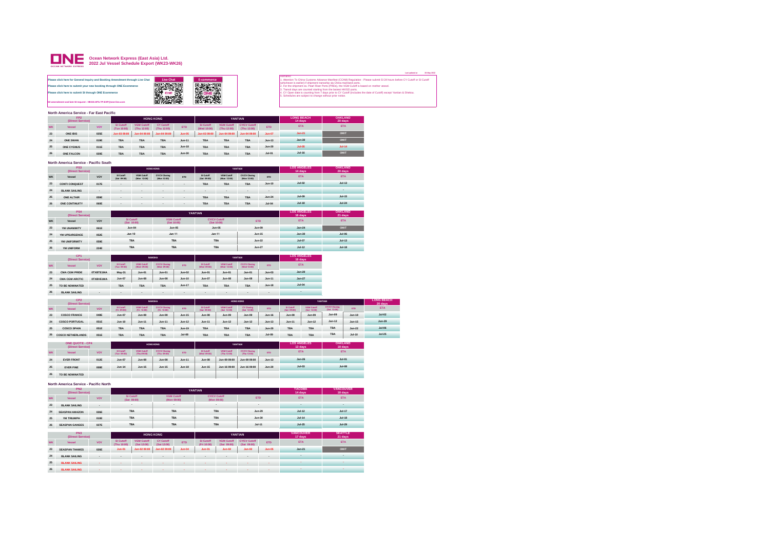# Ocean Network Express (East Asia) Ltd.

## 2022 Jul Vessel Schedule Export (WK23-WK26)

Last updated at: 05-May-2022

Please click here for General Inquiry and Booking Amendment through Live Chat

Please click here to submit your new booking through ONE Ecommerce

Please click here to submit SI through ONE Ecommerce

SI amendment and late SI request : HKGD.DPS.TP.EXP@one-line.com

Live Chat | E-commerce

Remarks:
1. Attention To China Customs Advance Manifest (CCAM) Regulation : Please submit SI 24 hours before CY Cutoff or SI Cutoff (whichever is earlier) if shipment tranship via China mainland ports.
2. For the shipment ex. Pearl River Ports (PRDs), the VGM Cutoff is based on mother vessel.
3. Transit days are counted starting from the lastest HK/SD ports.
4. CY Open date is counting from 7 days prior to CY Cutoff (includes the date of Cutoff) except Yantian & Shekou.
5. Schedules are subject to change without prior notice.

### North America Service - Far East Pacific

| FP2 (Direct Service) | | | HONG KONG | | | | YANTIAN | | | | LONG BEACH 14 days | OAKLAND 20 days |
|---|---|---|---|---|---|---|---|---|---|---|---|---|
| WK | Vessel | VOY | SI Cutoff (Tue 10:00) | VGM Cutoff (Thu 12:00) | CY Cutoff (Thu 12:00) | ETD | SI Cutoff (Wed 10:00) | VGM Cutoff (Thu 12:00) | CY/CV Cutoff (Thu 12:00) | ETD | ETA | ETA |
| 23 | ONE IBIS | 025E | Jun-03 09:00 | Jun-04 09:00 | Jun-04 09:00 | Jun-05 | Jun-03 09:00 | Jun-04 09:00 | Jun-04 09:00 | Jun-07 | Jun-21 | OMIT |
| 24 | ONE SWAN | 019E | TBA | TBA | TBA | Jun-11 | TBA | TBA | TBA | Jun-13 | Jun-30 | OMIT |
| 25 | ONE CYGNUS | 011E | TBA | TBA | TBA | Jun-18 | TBA | TBA | TBA | Jun-20 | Jul-05 | Jul-14 |
| 26 | ONE FALCON | 020E | TBA | TBA | TBA | Jun-30 | TBA | TBA | TBA | Jul-01 | Jul-16 | OMIT |

### North America Service - Pacific South

| PS3 (Direct Service) | | | HONG KONG | | | | YANTIAN | | | | LOS ANGELES 14 days | OAKLAND 20 days |
|---|---|---|---|---|---|---|---|---|---|---|---|---|
| WK | Vessel | VOY | SI Cutoff (Sat 09:00) | VGM Cutoff (Mon 12:00) | CY/CV Closing (Mon 12:00) | ETD | SI Cutoff (Sat 09:00) | VGM Cutoff (Mon 12:00) | CY/CV Closing (Mon 12:00) | ETD | ETA | ETA |
| 23 | CONTI CONQUEST | 017E | - | - | - | - | TBA | TBA | TBA | Jun-10 | Jul-02 | Jul-13 |
| 24 | BLANK SAILING | - | - | - | - | - | - | - | - | - | - | - |
| 25 | ONE ALTAIR | 059E | - | - | - | - | TBA | TBA | TBA | Jun-24 | Jul-06 | Jul-15 |
| 26 | ONE CONTINUITY | 060E | - | - | - | - | TBA | TBA | TBA | Jul-04 | Jul-18 | Jul-24 |

| PS4 (Direct Service) | | | YANTIAN | | | | LOS ANGELES 16 days | OAKLAND 21 days |
|---|---|---|---|---|---|---|---|---|
| WK | Vessel | VOY | SI Cutoff (Sat 10:00) | VGM Cutoff (Sat 10:00) | CY/CV Cutoff (Sat 10:00) | ETD | ETA | ETA |
| 23 | YM UNANIMITY | 061E | Jun-04 | Jun-05 | Jun-05 | Jun-09 | Jun-24 | OMIT |
| 24 | YM UPSURGENCE | 052E | Jun-10 | Jun-11 | Jun-11 | Jun-15 | Jun-30 | Jul-06 |
| 25 | YM UNIFORMITY | 059E | TBA | TBA | TBA | Jun-22 | Jul-07 | Jul-13 |
| 26 | YM UNIFORM | 224E | TBA | TBA | TBA | Jun-27 | Jul-12 | Jul-18 |

| CP1 (Direct Service) | | | NANSHA | | | | YANTIAN | | | | LOS ANGELES 16 days |
|---|---|---|---|---|---|---|---|---|---|---|---|
| WK | Vessel | VOY | SI Cutoff (Tue 09:00) | VGM Cutoff (Wed 09:00) | CY/CV Closing (Wed 09:00) | ETD | SI Cutoff (Wed 09:00) | VGM Cutoff (Wed 12:00) | CY/CV Closing (Wed 12:00) | ETD | ETA |
| 23 | CMA CGM PRIDE | 0TXBTE1MA | May-31 | Jun-01 | Jun-01 | Jun-02 | Jun-01 | Jun-01 | Jun-01 | Jun-03 | Jun-20 |
| 24 | CMA CGM ARCTIC | 0TXBVE1MA | Jun-07 | Jun-08 | Jun-08 | Jun-10 | Jun-07 | Jun-08 | Jun-08 | Jun-11 | Jun-27 |
| 25 | TO BE NOMINATED | | TBA | TBA | TBA | Jun-17 | TBA | TBA | TBA | Jun-18 | Jul-04 |
| 26 | BLANK SAILING | - | - | - | - | - | - | - | - | - | - |

| CP2 (Direct Service) | | | NANSHA | | | | HONG KONG | | | | YANTIAN | | | | LONG BEACH 20 days |
|---|---|---|---|---|---|---|---|---|---|---|---|---|---|---|---|
| WK | Vessel | VOY | SI Cutoff (Fri 09:00) | VGM Cutoff (Fri 12:00) | CY/CV Closing (Fri 12:00) | ETD | SI Cutoff (Sat 09:00) | VGM Cutoff (Sat 12:00) | CY Closing (Sat 12:00) | ETD | SI Cutoff (Sat 09:00) | VGM Cutoff (Sat 12:00) | CY/CV Closing (Sat 12:00) | ETD | ETA |
| 23 | COSCO FRANCE | 049E | Jun-07 | Jun-08 | Jun-08 | Jun-15 | Jun-08 | Jun-09 | Jun-09 | Jun-16 | Jun-08 | Jun-09 | Jun-09 | Jun-18 | Jul-02 |
| 24 | COSCO PORTUGAL | 051E | Jun-10 | Jun-11 | Jun-11 | Jun-12 | Jun-11 | Jun-12 | Jun-12 | Jun-13 | Jun-11 | Jun-12 | Jun-12 | Jun-15 | Jun-29 |
| 25 | COSCO SPAIN | 051E | TBA | TBA | TBA | Jun-19 | TBA | TBA | TBA | Jun-20 | TBA | TBA | TBA | Jun-22 | Jul-06 |
| 26 | COSCO NETHERLANDS | 051E | TBA | TBA | TBA | Jul-08 | TBA | TBA | TBA | Jul-09 | TBA | TBA | TBA | Jul-10 | Jul-25 |

| ONE QUOTE - CP4 (Direct Service) | | | HONG KONG | | | | YANTIAN | | | | LOS ANGELES 13 days | OAKLAND 18 days |
|---|---|---|---|---|---|---|---|---|---|---|---|---|
| WK | Vessel | VOY | SI Cutoff (Tue 09:00) | VGM Cutoff (Thu 09:00) | CY/CV Closing (Thu 09:00) | ETD | SI Cutoff (Wed 09:00) | VGM Cutoff (Thu 12:00) | CY/CV Closing (Thu 12:00) | ETD | ETA | ETA |
| 24 | EVER FRONT | 012E | Jun-07 | Jun-08 | Jun-08 | Jun-11 | Jun-08 | Jun-09 09:00 | Jun-09 09:00 | Jun-13 | Jun-26 | Jul-01 |
| 25 | EVER FINE | 008E | Jun-14 | Jun-15 | Jun-15 | Jun-18 | Jun-15 | Jun-16 09:00 | Jun-16 09:00 | Jun-20 | Jul-03 | Jul-08 |
| 26 | TO BE NOMINATED | | | | | | | | | | | |

### North America Service - Pacific North

| PN2 (Direct Service) | | | YANTIAN | | | | TACOMA 14 days | VANCOUVER 18 days |
|---|---|---|---|---|---|---|---|---|
| WK | Vessel | VOY | SI Cutoff (Sat 09:00) | VGM Cutoff (Mon 09:00) | CY/CV Cutoff (Mon 09:00) | ETD | ETA | ETA |
| 23 | BLANK SAILING | - | - | - | - | - | - | - |
| 24 | SEASPAN AMAZON | 026E | TBA | TBA | TBA | Jun-29 | Jul-12 | Jul-17 |
| 25 | YM TRIUMPH | 010E | TBA | TBA | TBA | Jun-30 | Jul-14 | Jul-18 |
| 26 | SEASPAN GANGES | 027E | TBA | TBA | TBA | Jul-11 | Jul-25 | Jul-29 |

| PN3 (Direct Service) | | | HONG KONG | | | | YANTIAN | | | | VANCOUVER 17 days | SEATTLE 21 days |
|---|---|---|---|---|---|---|---|---|---|---|---|---|
| WK | Vessel | VOY | SI Cutoff (Thu 10:00) | VGM Cutoff (Sat 12:00) | CY Cutoff (Sat 12:00) | ETD | SI Cutoff (Fri 10:00) | VGM Cutoff (Sat 09:00) | CY/CV Cutoff (Sat 09:00) | ETD | ETA | ETA |
| 23 | SEASPAN THAMES | 026E | Jun-01 | Jun-02 09:00 | Jun-02 09:00 | Jun-04 | Jun-01 | Jun-02 | Jun-02 | Jun-05 | Jun-21 | OMIT |
| 24 | BLANK SAILING | - | - | - | - | - | - | - | - | - | - | - |
| 25 | BLANK SAILING | - | - | - | - | - | - | - | - | - | - | - |
| 26 | BLANK SAILING | - | - | - | - | - | - | - | - | - | - | - |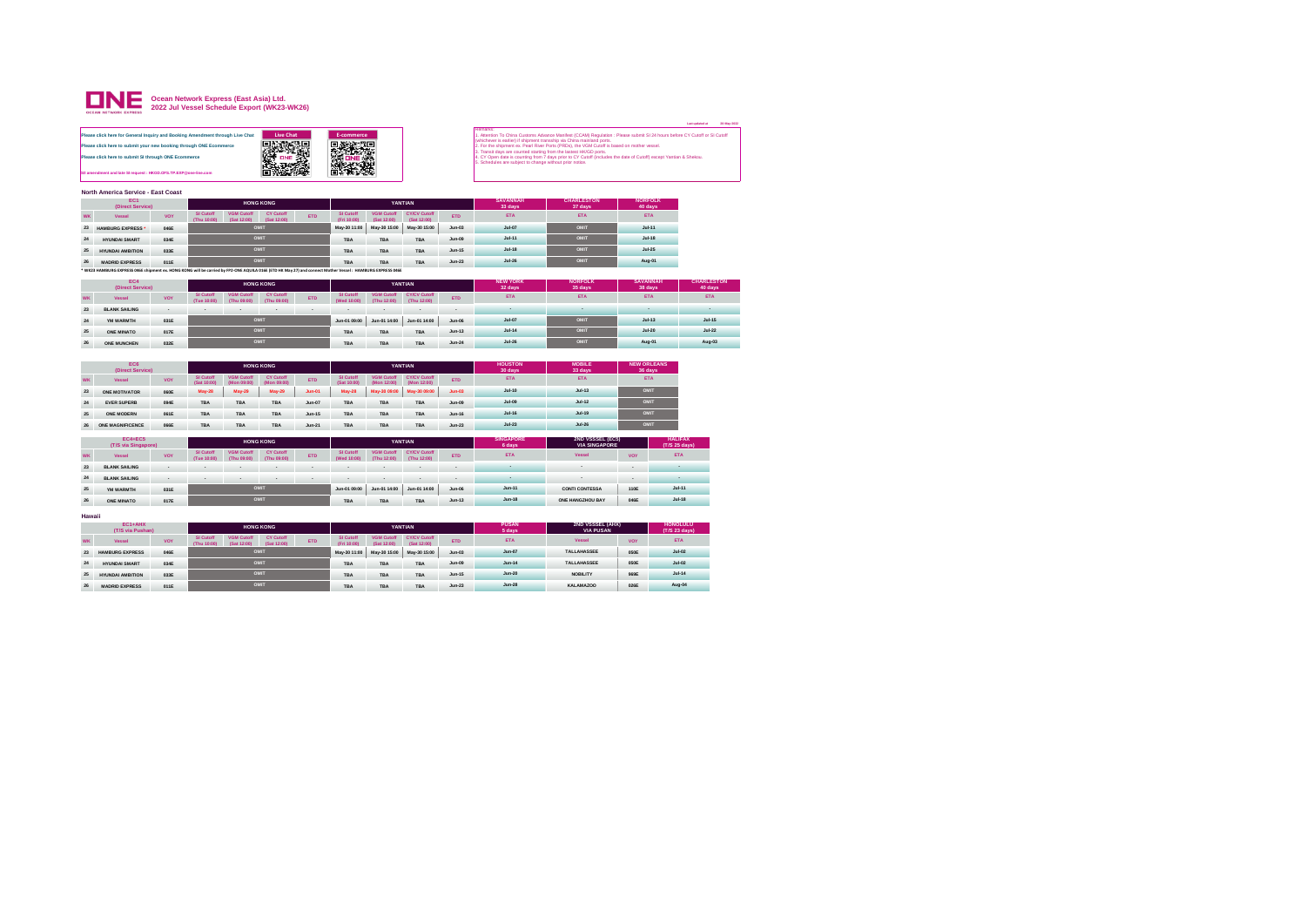# Ocean Network Express (East Asia) Ltd.
## 2022 Jul Vessel Schedule Export (WK23-WK26)

Last updated at: 30-May-2022

Please click here for General Inquiry and Booking Amendment through Live Chat — **Live Chat**

Please click here to submit your new booking through ONE Ecommerce — **E-commerce**

Please click here to submit SI through ONE Ecommerce

SI amendment and late SI request : HKGD.DPS.TP.EXP@one-line.com

Remarks:
1. Attention To China Customs Advance Manifest (CCAM) Regulation : Please submit SI 24 hours before CY Cutoff or SI Cutoff (whichever is earlier) if shipment tranship via China mainland ports.
2. For the shipment ex. Pearl River Ports (PRDs), the VGM Cutoff is based on mother vessel.
3. Transit days are counted starting from the lastest HK/SD ports.
4. CY Open date is counting from 7 days prior to CY Cutoff (includes the date of Cutoff) except Yantian & Shekou.
5. Schedules are subject to change without prior notice.

### North America Service - East Coast

| EC1 (Direct Service) | | | HONG KONG | | | | YANTIAN | | | | SAVANNAH 33 days | CHARLESTON 37 days | NORFOLK 40 days |
|---|---|---|---|---|---|---|---|---|---|---|---|---|---|
| WK | Vessel | VOY | SI Cutoff (Thu 10:00) | VGM Cutoff (Sat 12:00) | CY Cutoff (Sat 12:00) | ETD | SI Cutoff (Fri 10:00) | VGM Cutoff (Sat 12:00) | CY/CV Cutoff (Sat 12:00) | ETD | ETA | ETA | ETA |
| 23 | HAMBURG EXPRESS * | 046E | OMIT | | | | May-30 11:00 | May-30 15:00 | May-30 15:00 | Jun-03 | Jul-07 | OMIT | Jul-11 |
| 24 | HYUNDAI SMART | 034E | OMIT | | | | TBA | TBA | TBA | Jun-09 | Jul-11 | OMIT | Jul-18 |
| 25 | HYUNDAI AMBITION | 033E | OMIT | | | | TBA | TBA | TBA | Jun-15 | Jul-18 | OMIT | Jul-25 |
| 26 | MADRID EXPRESS | 011E | OMIT | | | | TBA | TBA | TBA | Jun-23 | Jul-26 | OMIT | Aug-01 |

* WK23 HAMBURG EXPRESS 046E shipment ex. HONG KONG will be carried by FPZ-ONE AQUILA 016E (ETD HK May 27) and connect Mother Vessel : HAMBURG EXPRESS 046E

| EC4 (Direct Service) | | | HONG KONG | | | | YANTIAN | | | | NEW YORK 32 days | NORFOLK 35 days | SAVANNAH 38 days | CHARLESTON 40 days |
|---|---|---|---|---|---|---|---|---|---|---|---|---|---|---|
| WK | Vessel | VOY | SI Cutoff (Tue 10:00) | VGM Cutoff (Thu 09:00) | CY Cutoff (Thu 09:00) | ETD | SI Cutoff (Wed 10:00) | VGM Cutoff (Thu 12:00) | CY/CV Cutoff (Thu 12:00) | ETD | ETA | ETA | ETA | ETA |
| 23 | BLANK SAILING | - | - | - | - | - | - | - | - | - | - | - | - | - |
| 24 | YM WARMTH | 031E | OMIT | | | | Jun-01 09:00 | Jun-01 14:00 | Jun-01 14:00 | Jun-06 | Jul-07 | OMIT | Jul-13 | Jul-15 |
| 25 | ONE MINATO | 017E | OMIT | | | | TBA | TBA | TBA | Jun-13 | Jul-14 | OMIT | Jul-20 | Jul-22 |
| 26 | ONE MUNCHEN | 032E | OMIT | | | | TBA | TBA | TBA | Jun-24 | Jul-26 | OMIT | Aug-01 | Aug-03 |

| EC6 (Direct Service) | | | HONG KONG | | | | YANTIAN | | | | HOUSTON 30 days | MOBILE 33 days | NEW ORLEANS 36 days |
|---|---|---|---|---|---|---|---|---|---|---|---|---|---|
| WK | Vessel | VOY | SI Cutoff (Sat 10:00) | VGM Cutoff (Mon 09:00) | CY Cutoff (Mon 09:00) | ETD | SI Cutoff (Sat 10:00) | VGM Cutoff (Mon 12:00) | CY/CV Cutoff (Mon 12:00) | ETD | ETA | ETA | ETA |
| 23 | ONE MOTIVATOR | 060E | May-29 | May-29 | May-29 | Jun-01 | May-29 | May-30 09:00 | May-30 09:00 | Jun-02 | Jul-10 | Jul-13 | OMIT |
| 24 | EVER SUPERB | 094E | TBA | TBA | TBA | Jun-07 | TBA | TBA | TBA | Jun-09 | Jul-09 | Jul-12 | OMIT |
| 25 | ONE MODERN | 061E | TBA | TBA | TBA | Jun-15 | TBA | TBA | TBA | Jun-16 | Jul-16 | Jul-19 | OMIT |
| 26 | ONE MAGNIFICENCE | 066E | TBA | TBA | TBA | Jun-21 | TBA | TBA | TBA | Jun-23 | Jul-23 | Jul-26 | OMIT |

| EC4+EC5 (T/S via Singapore) | | | HONG KONG | | | | YANTIAN | | | | SINGAPORE 6 days | 2ND VESSEL (EC5) VIA SINGAPORE | | HALIFAX (T/S 25 days) |
|---|---|---|---|---|---|---|---|---|---|---|---|---|---|---|
| WK | Vessel | VOY | SI Cutoff (Tue 10:00) | VGM Cutoff (Thu 09:00) | CY Cutoff (Thu 09:00) | ETD | SI Cutoff (Wed 10:00) | VGM Cutoff (Thu 12:00) | CY/CV Cutoff (Thu 12:00) | ETD | ETA | Vessel | VOY | ETA |
| 23 | BLANK SAILING | - | - | - | - | - | - | - | - | - | - | - | - | - |
| 24 | BLANK SAILING | - | - | - | - | - | - | - | - | - | - | - | - | - |
| 25 | YM WARMTH | 031E | OMIT | | | | Jun-01 09:00 | Jun-01 14:00 | Jun-01 14:00 | Jun-06 | Jun-11 | CONTI CONTESSA | 110E | Jul-11 |
| 26 | ONE MINATO | 017E | OMIT | | | | TBA | TBA | TBA | Jun-13 | Jun-18 | ONE HANGZHOU BAY | 046E | Jul-18 |

### Hawaii

| EC1+AHX (T/S via Pushan) | | | HONG KONG | | | | YANTIAN | | | | PUSAN 5 days | 2ND VESSEL (AHX) VIA PUSAN | | HONOLULU (T/S 23 days) |
|---|---|---|---|---|---|---|---|---|---|---|---|---|---|---|
| WK | Vessel | VOY | SI Cutoff (Thu 10:00) | VGM Cutoff (Sat 12:00) | CY Cutoff (Sat 12:00) | ETD | SI Cutoff (Fri 10:00) | VGM Cutoff (Sat 12:00) | CY/CV Cutoff (Sat 12:00) | ETD | ETA | Vessel | VOY | ETA |
| 23 | HAMBURG EXPRESS | 046E | OMIT | | | | May-30 11:00 | May-30 15:00 | May-30 15:00 | Jun-03 | Jun-07 | TALLAHASSEE | 050E | Jul-02 |
| 24 | HYUNDAI SMART | 034E | OMIT | | | | TBA | TBA | TBA | Jun-09 | Jun-14 | TALLAHASSEE | 050E | Jul-02 |
| 25 | HYUNDAI AMBITION | 033E | OMIT | | | | TBA | TBA | TBA | Jun-15 | Jun-20 | NOBILITY | 969E | Jul-14 |
| 26 | MADRID EXPRESS | 011E | OMIT | | | | TBA | TBA | TBA | Jun-23 | Jun-28 | KALAMAZOO | 026E | Aug-04 |